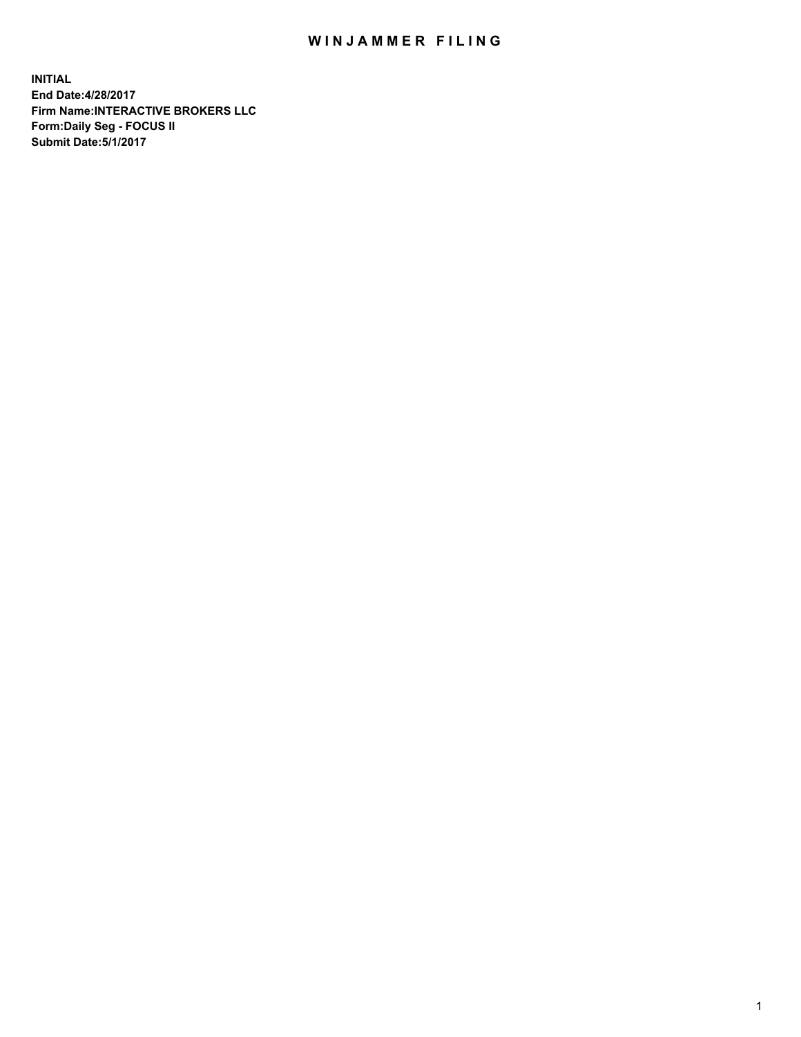# WINJAMMER FILING

**INITIAL**
**End Date:4/28/2017**
**Firm Name:INTERACTIVE BROKERS LLC**
**Form:Daily Seg - FOCUS II**
**Submit Date:5/1/2017**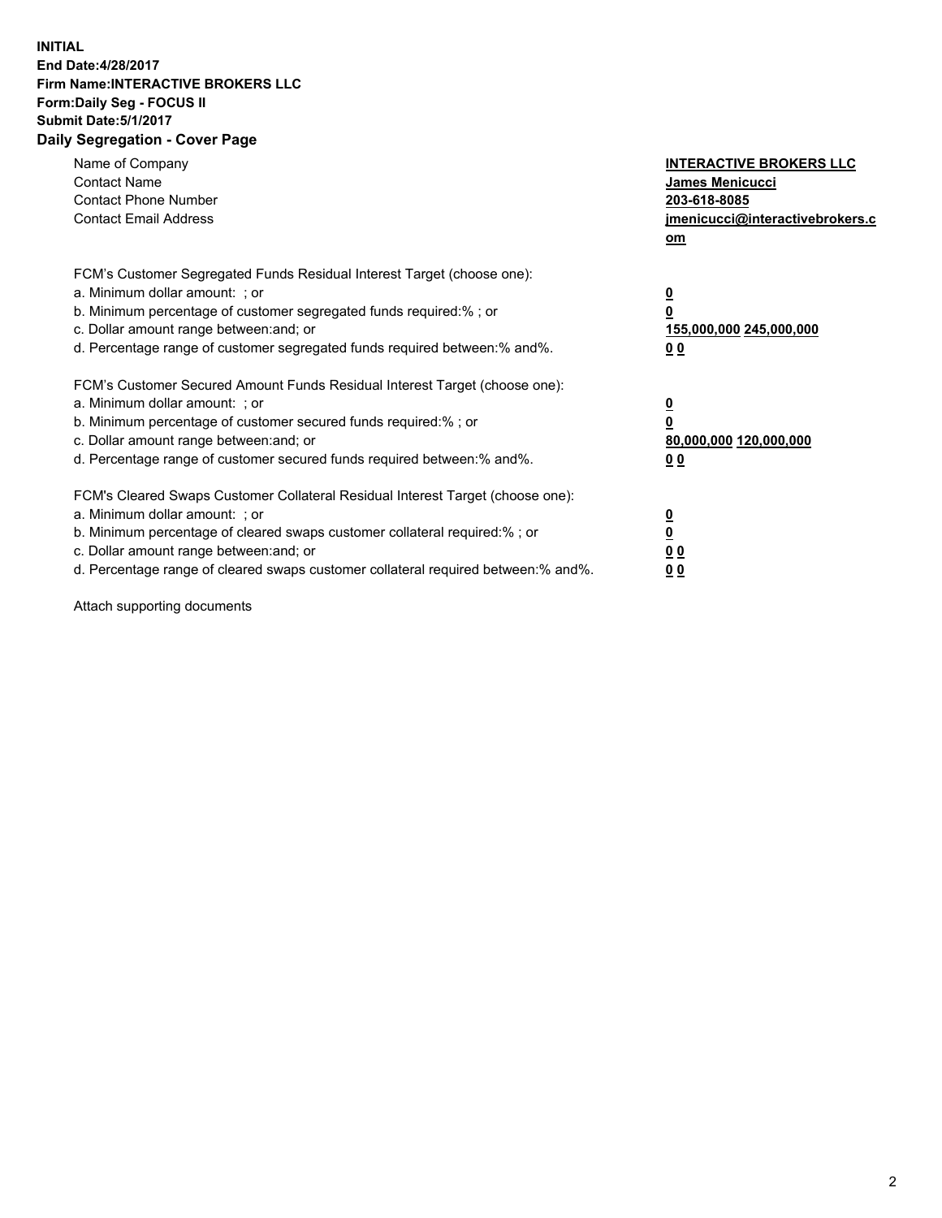**INITIAL**
**End Date:4/28/2017**
**Firm Name:INTERACTIVE BROKERS LLC**
**Form:Daily Seg - FOCUS II**
**Submit Date:5/1/2017**

## Daily Segregation - Cover Page

| | |
|---|---|
| Name of Company | **INTERACTIVE BROKERS LLC** |
| Contact Name | **James Menicucci** |
| Contact Phone Number | **203-618-8085** |
| Contact Email Address | **jmenicucci@interactivebrokers.com** |

FCM's Customer Segregated Funds Residual Interest Target (choose one):

| | |
|---|---|
| a. Minimum dollar amount: ; or | **0** |
| b. Minimum percentage of customer segregated funds required:% ; or | **0** |
| c. Dollar amount range between:and; or | **155,000,000 245,000,000** |
| d. Percentage range of customer segregated funds required between:% and%. | **0 0** |

FCM's Customer Secured Amount Funds Residual Interest Target (choose one):

| | |
|---|---|
| a. Minimum dollar amount: ; or | **0** |
| b. Minimum percentage of customer secured funds required:% ; or | **0** |
| c. Dollar amount range between:and; or | **80,000,000 120,000,000** |
| d. Percentage range of customer secured funds required between:% and%. | **0 0** |

FCM's Cleared Swaps Customer Collateral Residual Interest Target (choose one):

| | |
|---|---|
| a. Minimum dollar amount: ; or | **0** |
| b. Minimum percentage of cleared swaps customer collateral required:% ; or | **0** |
| c. Dollar amount range between:and; or | **0 0** |
| d. Percentage range of cleared swaps customer collateral required between:% and%. | **0 0** |

Attach supporting documents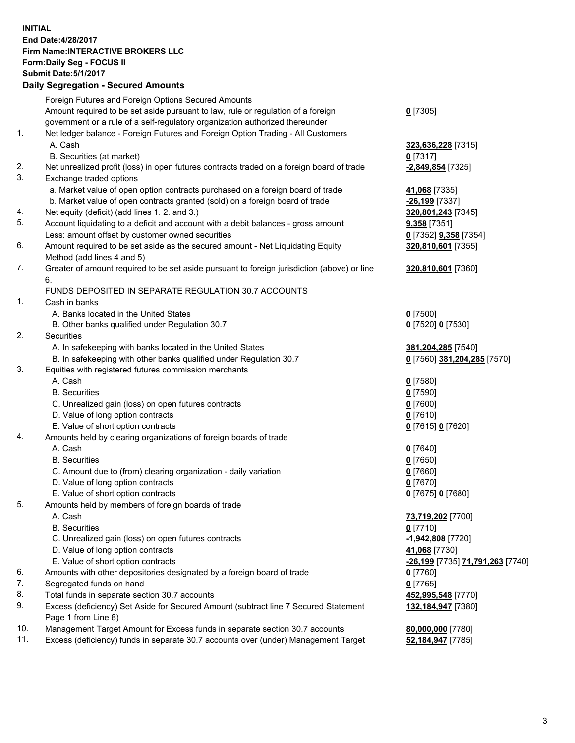**INITIAL**
**End Date:4/28/2017**
**Firm Name:INTERACTIVE BROKERS LLC**
**Form:Daily Seg - FOCUS II**
**Submit Date:5/1/2017**

**Daily Segregation - Secured Amounts**

| | | |
|---|---|---|
| | Foreign Futures and Foreign Options Secured Amounts | |
| | Amount required to be set aside pursuant to law, rule or regulation of a foreign government or a rule of a self-regulatory organization authorized thereunder | **0** [7305] |
| 1. | Net ledger balance - Foreign Futures and Foreign Option Trading - All Customers | |
| | A. Cash | **323,636,228** [7315] |
| | B. Securities (at market) | **0** [7317] |
| 2. | Net unrealized profit (loss) in open futures contracts traded on a foreign board of trade | **-2,849,854** [7325] |
| 3. | Exchange traded options | |
| | a. Market value of open option contracts purchased on a foreign board of trade | **41,068** [7335] |
| | b. Market value of open contracts granted (sold) on a foreign board of trade | **-26,199** [7337] |
| 4. | Net equity (deficit) (add lines 1. 2. and 3.) | **320,801,243** [7345] |
| 5. | Account liquidating to a deficit and account with a debit balances - gross amount | **9,358** [7351] |
| | Less: amount offset by customer owned securities | **0** [7352] **9,358** [7354] |
| 6. | Amount required to be set aside as the secured amount - Net Liquidating Equity Method (add lines 4 and 5) | **320,810,601** [7355] |
| 7. | Greater of amount required to be set aside pursuant to foreign jurisdiction (above) or line 6. | **320,810,601** [7360] |
| | FUNDS DEPOSITED IN SEPARATE REGULATION 30.7 ACCOUNTS | |
| 1. | Cash in banks | |
| | A. Banks located in the United States | **0** [7500] |
| | B. Other banks qualified under Regulation 30.7 | **0** [7520] **0** [7530] |
| 2. | Securities | |
| | A. In safekeeping with banks located in the United States | **381,204,285** [7540] |
| | B. In safekeeping with other banks qualified under Regulation 30.7 | **0** [7560] **381,204,285** [7570] |
| 3. | Equities with registered futures commission merchants | |
| | A. Cash | **0** [7580] |
| | B. Securities | **0** [7590] |
| | C. Unrealized gain (loss) on open futures contracts | **0** [7600] |
| | D. Value of long option contracts | **0** [7610] |
| | E. Value of short option contracts | **0** [7615] **0** [7620] |
| 4. | Amounts held by clearing organizations of foreign boards of trade | |
| | A. Cash | **0** [7640] |
| | B. Securities | **0** [7650] |
| | C. Amount due to (from) clearing organization - daily variation | **0** [7660] |
| | D. Value of long option contracts | **0** [7670] |
| | E. Value of short option contracts | **0** [7675] **0** [7680] |
| 5. | Amounts held by members of foreign boards of trade | |
| | A. Cash | **73,719,202** [7700] |
| | B. Securities | **0** [7710] |
| | C. Unrealized gain (loss) on open futures contracts | **-1,942,808** [7720] |
| | D. Value of long option contracts | **41,068** [7730] |
| | E. Value of short option contracts | **-26,199** [7735] **71,791,263** [7740] |
| 6. | Amounts with other depositories designated by a foreign board of trade | **0** [7760] |
| 7. | Segregated funds on hand | **0** [7765] |
| 8. | Total funds in separate section 30.7 accounts | **452,995,548** [7770] |
| 9. | Excess (deficiency) Set Aside for Secured Amount (subtract line 7 Secured Statement Page 1 from Line 8) | **132,184,947** [7380] |
| 10. | Management Target Amount for Excess funds in separate section 30.7 accounts | **80,000,000** [7780] |
| 11. | Excess (deficiency) funds in separate 30.7 accounts over (under) Management Target | **52,184,947** [7785] |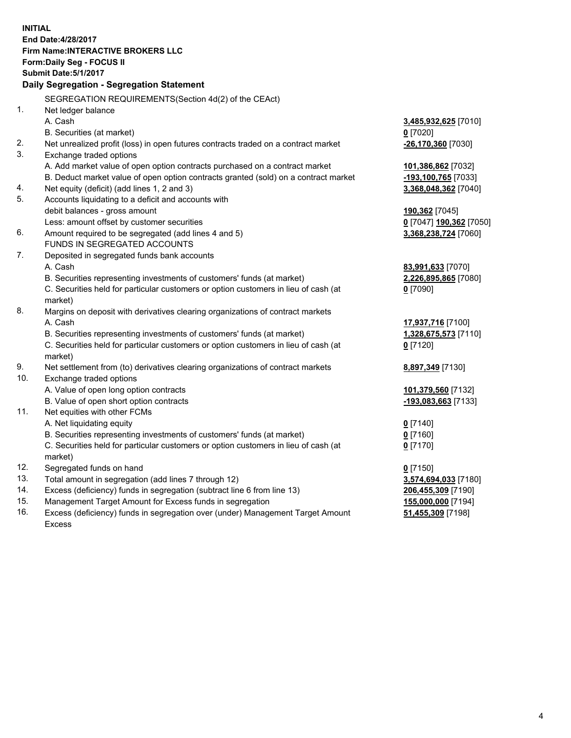**INITIAL**
**End Date:4/28/2017**
**Firm Name:INTERACTIVE BROKERS LLC**
**Form:Daily Seg - FOCUS II**
**Submit Date:5/1/2017**

## Daily Segregation - Segregation Statement

SEGREGATION REQUIREMENTS(Section 4d(2) of the CEAct)

| | | |
|---|---|---|
| 1. | Net ledger balance | |
| | A. Cash | **3,485,932,625** [7010] |
| | B. Securities (at market) | **0** [7020] |
| 2. | Net unrealized profit (loss) in open futures contracts traded on a contract market | **-26,170,360** [7030] |
| 3. | Exchange traded options | |
| | A. Add market value of open option contracts purchased on a contract market | **101,386,862** [7032] |
| | B. Deduct market value of open option contracts granted (sold) on a contract market | **-193,100,765** [7033] |
| 4. | Net equity (deficit) (add lines 1, 2 and 3) | **3,368,048,362** [7040] |
| 5. | Accounts liquidating to a deficit and accounts with debit balances - gross amount | **190,362** [7045] |
| | Less: amount offset by customer securities | **0** [7047] **190,362** [7050] |
| 6. | Amount required to be segregated (add lines 4 and 5) | **3,368,238,724** [7060] |
| | FUNDS IN SEGREGATED ACCOUNTS | |
| 7. | Deposited in segregated funds bank accounts | |
| | A. Cash | **83,991,633** [7070] |
| | B. Securities representing investments of customers' funds (at market) | **2,226,895,865** [7080] |
| | C. Securities held for particular customers or option customers in lieu of cash (at market) | **0** [7090] |
| 8. | Margins on deposit with derivatives clearing organizations of contract markets | |
| | A. Cash | **17,937,716** [7100] |
| | B. Securities representing investments of customers' funds (at market) | **1,328,675,573** [7110] |
| | C. Securities held for particular customers or option customers in lieu of cash (at market) | **0** [7120] |
| 9. | Net settlement from (to) derivatives clearing organizations of contract markets | **8,897,349** [7130] |
| 10. | Exchange traded options | |
| | A. Value of open long option contracts | **101,379,560** [7132] |
| | B. Value of open short option contracts | **-193,083,663** [7133] |
| 11. | Net equities with other FCMs | |
| | A. Net liquidating equity | **0** [7140] |
| | B. Securities representing investments of customers' funds (at market) | **0** [7160] |
| | C. Securities held for particular customers or option customers in lieu of cash (at market) | **0** [7170] |
| 12. | Segregated funds on hand | **0** [7150] |
| 13. | Total amount in segregation (add lines 7 through 12) | **3,574,694,033** [7180] |
| 14. | Excess (deficiency) funds in segregation (subtract line 6 from line 13) | **206,455,309** [7190] |
| 15. | Management Target Amount for Excess funds in segregation | **155,000,000** [7194] |
| 16. | Excess (deficiency) funds in segregation over (under) Management Target Amount Excess | **51,455,309** [7198] |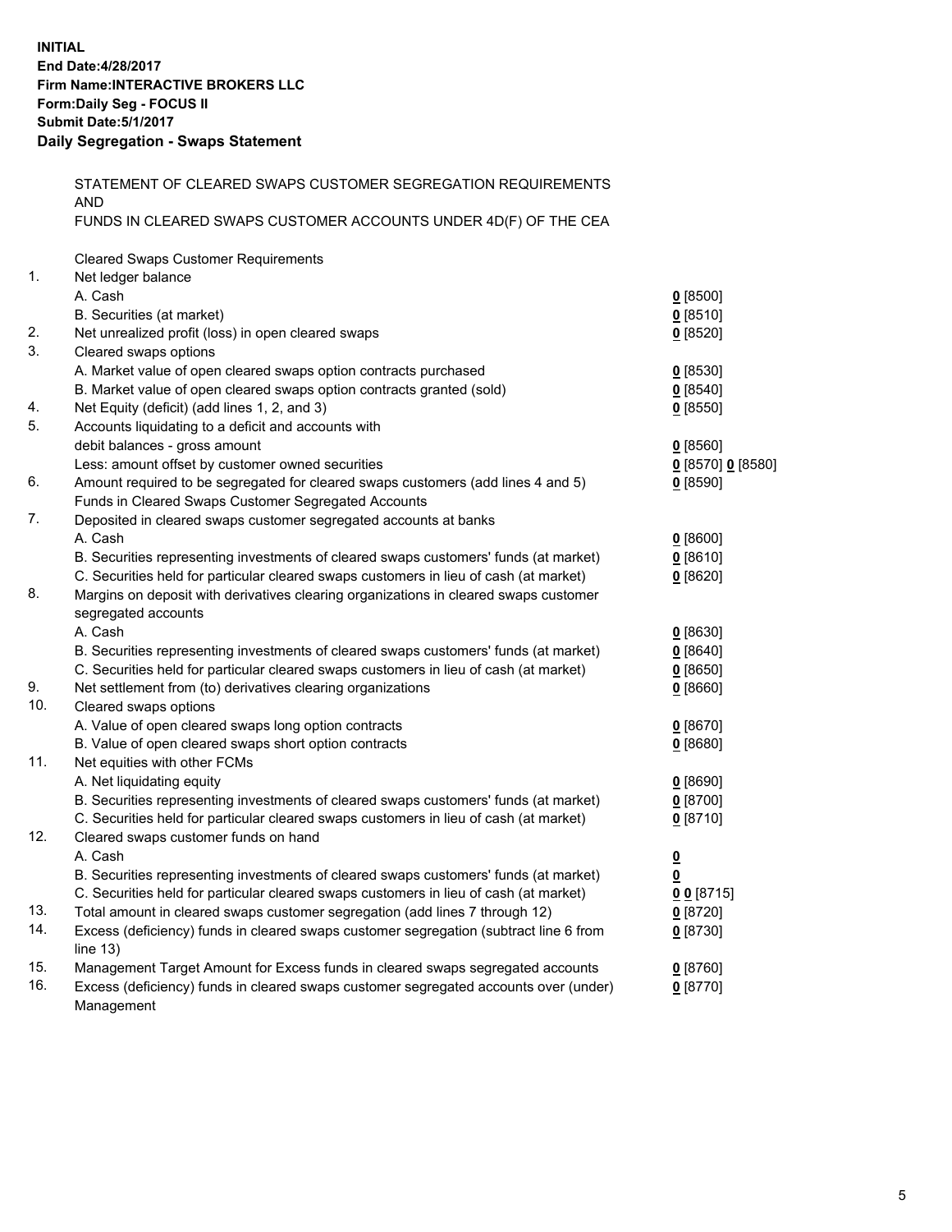**INITIAL**
**End Date:4/28/2017**
**Firm Name:INTERACTIVE BROKERS LLC**
**Form:Daily Seg - FOCUS II**
**Submit Date:5/1/2017**
**Daily Segregation - Swaps Statement**

STATEMENT OF CLEARED SWAPS CUSTOMER SEGREGATION REQUIREMENTS AND FUNDS IN CLEARED SWAPS CUSTOMER ACCOUNTS UNDER 4D(F) OF THE CEA

| | | |
|---|---|---|
| | Cleared Swaps Customer Requirements | |
| 1. | Net ledger balance | |
| | A. Cash | 0 [8500] |
| | B. Securities (at market) | 0 [8510] |
| 2. | Net unrealized profit (loss) in open cleared swaps | 0 [8520] |
| 3. | Cleared swaps options | |
| | A. Market value of open cleared swaps option contracts purchased | 0 [8530] |
| | B. Market value of open cleared swaps option contracts granted (sold) | 0 [8540] |
| 4. | Net Equity (deficit) (add lines 1, 2, and 3) | 0 [8550] |
| 5. | Accounts liquidating to a deficit and accounts with debit balances - gross amount | 0 [8560] |
| | Less: amount offset by customer owned securities | 0 [8570] 0 [8580] |
| 6. | Amount required to be segregated for cleared swaps customers (add lines 4 and 5) | 0 [8590] |
| | Funds in Cleared Swaps Customer Segregated Accounts | |
| 7. | Deposited in cleared swaps customer segregated accounts at banks | |
| | A. Cash | 0 [8600] |
| | B. Securities representing investments of cleared swaps customers' funds (at market) | 0 [8610] |
| | C. Securities held for particular cleared swaps customers in lieu of cash (at market) | 0 [8620] |
| 8. | Margins on deposit with derivatives clearing organizations in cleared swaps customer segregated accounts | |
| | A. Cash | 0 [8630] |
| | B. Securities representing investments of cleared swaps customers' funds (at market) | 0 [8640] |
| | C. Securities held for particular cleared swaps customers in lieu of cash (at market) | 0 [8650] |
| 9. | Net settlement from (to) derivatives clearing organizations | 0 [8660] |
| 10. | Cleared swaps options | |
| | A. Value of open cleared swaps long option contracts | 0 [8670] |
| | B. Value of open cleared swaps short option contracts | 0 [8680] |
| 11. | Net equities with other FCMs | |
| | A. Net liquidating equity | 0 [8690] |
| | B. Securities representing investments of cleared swaps customers' funds (at market) | 0 [8700] |
| | C. Securities held for particular cleared swaps customers in lieu of cash (at market) | 0 [8710] |
| 12. | Cleared swaps customer funds on hand | |
| | A. Cash | 0 |
| | B. Securities representing investments of cleared swaps customers' funds (at market) | 0 |
| | C. Securities held for particular cleared swaps customers in lieu of cash (at market) | 0 0 [8715] |
| 13. | Total amount in cleared swaps customer segregation (add lines 7 through 12) | 0 [8720] |
| 14. | Excess (deficiency) funds in cleared swaps customer segregation (subtract line 6 from line 13) | 0 [8730] |
| 15. | Management Target Amount for Excess funds in cleared swaps segregated accounts | 0 [8760] |
| 16. | Excess (deficiency) funds in cleared swaps customer segregated accounts over (under) Management | 0 [8770] |